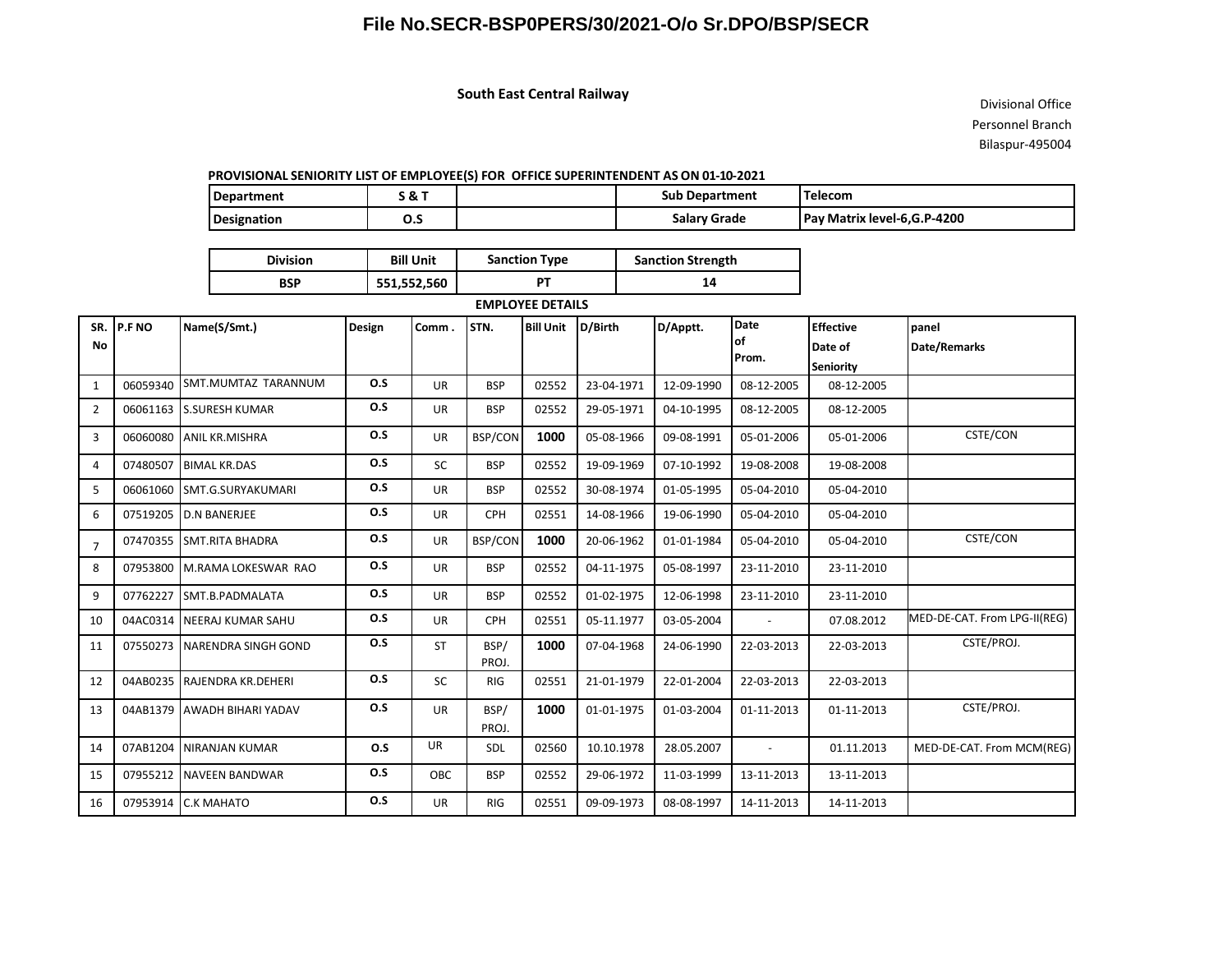# File No.SECR-BSP0PERS/30/2021-O/o Sr.DPO/BSP/SECR

**South East Central Railway**

Divisional Office
Personnel Branch
Bilaspur-495004

**PROVISIONAL SENIORITY LIST OF EMPLOYEE(S) FOR OFFICE SUPERINTENDENT AS ON 01-10-2021**

| Department | S & T | | Sub Department | Telecom |
|---|---|---|---|---|
| Designation | O.S | | Salary Grade | Pay Matrix level-6,G.P-4200 |

| Division | Bill Unit | Sanction Type | Sanction Strength |
|---|---|---|---|
| BSP | 551,552,560 | PT | 14 |

**EMPLOYEE DETAILS**

| SR. No | P.F NO | Name(S/Smt.) | Design | Comm . | STN. | Bill Unit | D/Birth | D/Apptt. | Date of Prom. | Effective Date of Seniority | panel Date/Remarks |
|---|---|---|---|---|---|---|---|---|---|---|---|
| 1 | 06059340 | SMT.MUMTAZ TARANNUM | O.S | UR | BSP | 02552 | 23-04-1971 | 12-09-1990 | 08-12-2005 | 08-12-2005 | |
| 2 | 06061163 | S.SURESH KUMAR | O.S | UR | BSP | 02552 | 29-05-1971 | 04-10-1995 | 08-12-2005 | 08-12-2005 | |
| 3 | 06060080 | ANIL KR.MISHRA | O.S | UR | BSP/CON | **1000** | 05-08-1966 | 09-08-1991 | 05-01-2006 | 05-01-2006 | CSTE/CON |
| 4 | 07480507 | BIMAL KR.DAS | O.S | SC | BSP | 02552 | 19-09-1969 | 07-10-1992 | 19-08-2008 | 19-08-2008 | |
| 5 | 06061060 | SMT.G.SURYAKUMARI | O.S | UR | BSP | 02552 | 30-08-1974 | 01-05-1995 | 05-04-2010 | 05-04-2010 | |
| 6 | 07519205 | D.N BANERJEE | O.S | UR | CPH | 02551 | 14-08-1966 | 19-06-1990 | 05-04-2010 | 05-04-2010 | |
| 7 | 07470355 | SMT.RITA BHADRA | O.S | UR | BSP/CON | **1000** | 20-06-1962 | 01-01-1984 | 05-04-2010 | 05-04-2010 | CSTE/CON |
| 8 | 07953800 | M.RAMA LOKESWAR RAO | O.S | UR | BSP | 02552 | 04-11-1975 | 05-08-1997 | 23-11-2010 | 23-11-2010 | |
| 9 | 07762227 | SMT.B.PADMALATA | O.S | UR | BSP | 02552 | 01-02-1975 | 12-06-1998 | 23-11-2010 | 23-11-2010 | |
| 10 | 04AC0314 | NEERAJ KUMAR SAHU | O.S | UR | CPH | 02551 | 05-11.1977 | 03-05-2004 | - | 07.08.2012 | MED-DE-CAT. From LPG-II(REG) |
| 11 | 07550273 | NARENDRA SINGH GOND | O.S | ST | BSP/ PROJ. | **1000** | 07-04-1968 | 24-06-1990 | 22-03-2013 | 22-03-2013 | CSTE/PROJ. |
| 12 | 04AB0235 | RAJENDRA KR.DEHERI | O.S | SC | RIG | 02551 | 21-01-1979 | 22-01-2004 | 22-03-2013 | 22-03-2013 | |
| 13 | 04AB1379 | AWADH BIHARI YADAV | O.S | UR | BSP/ PROJ. | **1000** | 01-01-1975 | 01-03-2004 | 01-11-2013 | 01-11-2013 | CSTE/PROJ. |
| 14 | 07AB1204 | NIRANJAN KUMAR | O.S | UR | SDL | 02560 | 10.10.1978 | 28.05.2007 | - | 01.11.2013 | MED-DE-CAT. From MCM(REG) |
| 15 | 07955212 | NAVEEN BANDWAR | O.S | OBC | BSP | 02552 | 29-06-1972 | 11-03-1999 | 13-11-2013 | 13-11-2013 | |
| 16 | 07953914 | C.K MAHATO | O.S | UR | RIG | 02551 | 09-09-1973 | 08-08-1997 | 14-11-2013 | 14-11-2013 | |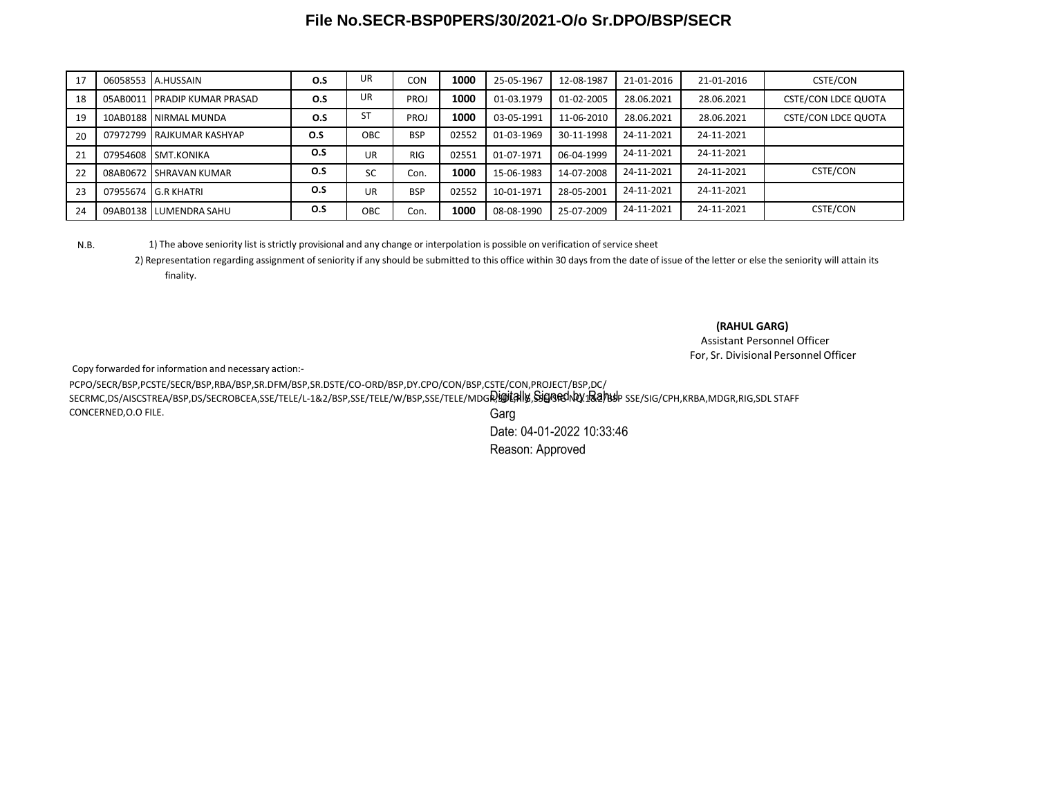# File No.SECR-BSP0PERS/30/2021-O/o Sr.DPO/BSP/SECR

| | | | | | | | | | | | |
|---|---|---|---|---|---|---|---|---|---|---|---|
| 17 | 06058553 | A.HUSSAIN | O.S | UR | CON | 1000 | 25-05-1967 | 12-08-1987 | 21-01-2016 | 21-01-2016 | CSTE/CON |
| 18 | 05AB0011 | PRADIP KUMAR PRASAD | O.S | UR | PROJ | 1000 | 01-03.1979 | 01-02-2005 | 28.06.2021 | 28.06.2021 | CSTE/CON LDCE QUOTA |
| 19 | 10AB0188 | NIRMAL MUNDA | O.S | ST | PROJ | 1000 | 03-05-1991 | 11-06-2010 | 28.06.2021 | 28.06.2021 | CSTE/CON LDCE QUOTA |
| 20 | 07972799 | RAJKUMAR KASHYAP | O.S | OBC | BSP | 02552 | 01-03-1969 | 30-11-1998 | 24-11-2021 | 24-11-2021 | |
| 21 | 07954608 | SMT.KONIKA | O.S | UR | RIG | 02551 | 01-07-1971 | 06-04-1999 | 24-11-2021 | 24-11-2021 | |
| 22 | 08AB0672 | SHRAVAN KUMAR | O.S | SC | Con. | 1000 | 15-06-1983 | 14-07-2008 | 24-11-2021 | 24-11-2021 | CSTE/CON |
| 23 | 07955674 | G.R KHATRI | O.S | UR | BSP | 02552 | 10-01-1971 | 28-05-2001 | 24-11-2021 | 24-11-2021 | |
| 24 | 09AB0138 | LUMENDRA SAHU | O.S | OBC | Con. | 1000 | 08-08-1990 | 25-07-2009 | 24-11-2021 | 24-11-2021 | CSTE/CON |

N.B. 1) The above seniority list is strictly provisional and any change or interpolation is possible on verification of service sheet

2) Representation regarding assignment of seniority if any should be submitted to this office within 30 days from the date of issue of the letter or else the seniority will attain its finality.

**(RAHUL GARG)**
Assistant Personnel Officer
For, Sr. Divisional Personnel Officer

Copy forwarded for information and necessary action:-

PCPO/SECR/BSP,PCSTE/SECR/BSP,RBA/BSP,SR.DFM/BSP,SR.DSTE/CO-ORD/BSP,DY.CPO/CON/BSP,CSTE/CON,PROJECT/BSP,DC/SECRMC,DS/AISCSTREA/BSP,DS/SECROBCEA,SSE/TELE/L-1&2/BSP,SSE/TELE/W/BSP,SSE/TELE/MDGR,SDL,RIG,SSE/SIG/NO.1&2/BSP SSE/SIG/CPH,KRBA,MDGR,RIG,SDL STAFF CONCERNED,O.O FILE.

Digitally Signed by Rahul Garg
Date: 04-01-2022 10:33:46
Reason: Approved